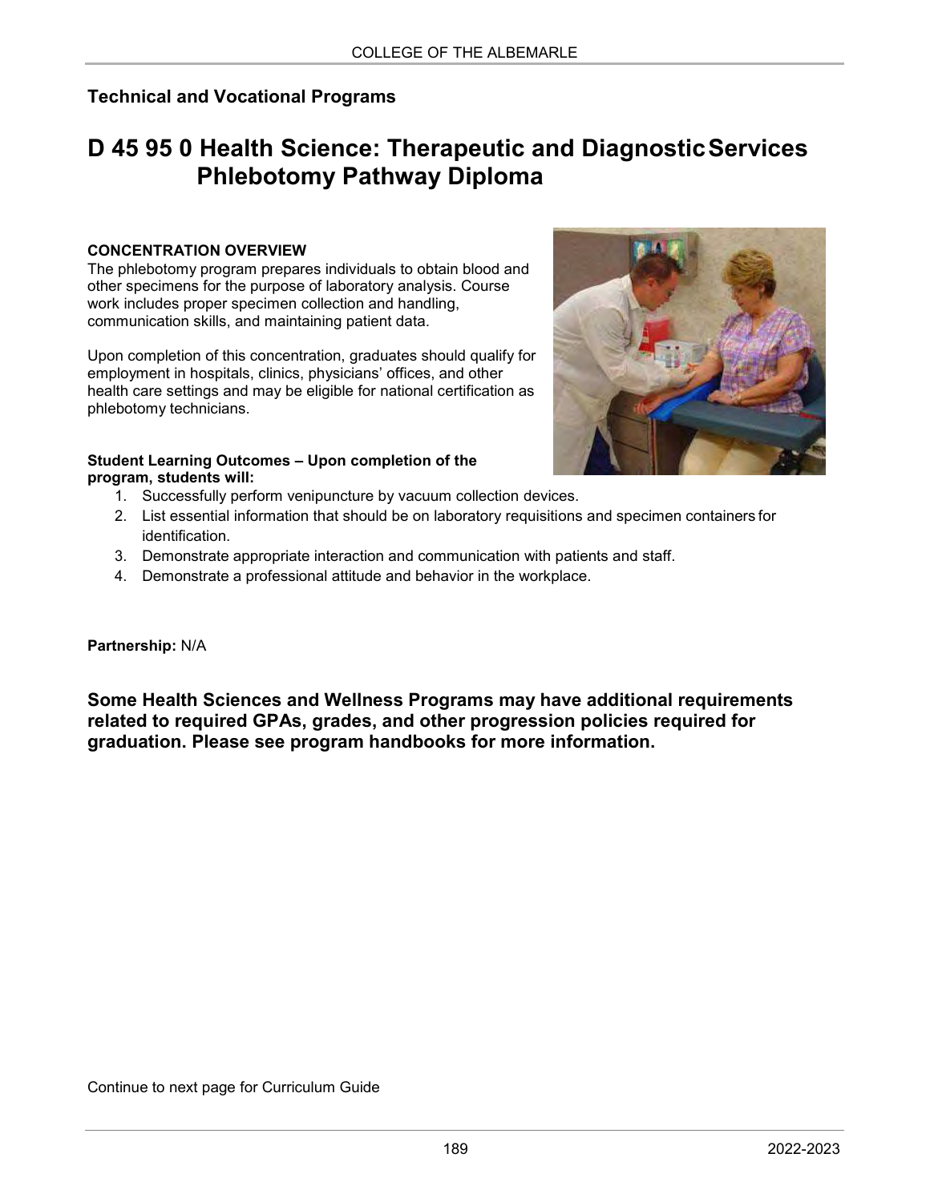## Technical and Vocational Programs

# D 45 95 0 Health Science: Therapeutic and Diagnostic Services Phlebotomy Pathway Diploma

**CONCENTRATION OVERVIEW**

The phlebotomy program prepares individuals to obtain blood and other specimens for the purpose of laboratory analysis. Course work includes proper specimen collection and handling, communication skills, and maintaining patient data.

Upon completion of this concentration, graduates should qualify for employment in hospitals, clinics, physicians' offices, and other health care settings and may be eligible for national certification as phlebotomy technicians.

**Student Learning Outcomes – Upon completion of the program, students will:**

1. Successfully perform venipuncture by vacuum collection devices.
2. List essential information that should be on laboratory requisitions and specimen containers for identification.
3. Demonstrate appropriate interaction and communication with patients and staff.
4. Demonstrate a professional attitude and behavior in the workplace.

**Partnership:** N/A

**Some Health Sciences and Wellness Programs may have additional requirements related to required GPAs, grades, and other progression policies required for graduation. Please see program handbooks for more information.**

Continue to next page for Curriculum Guide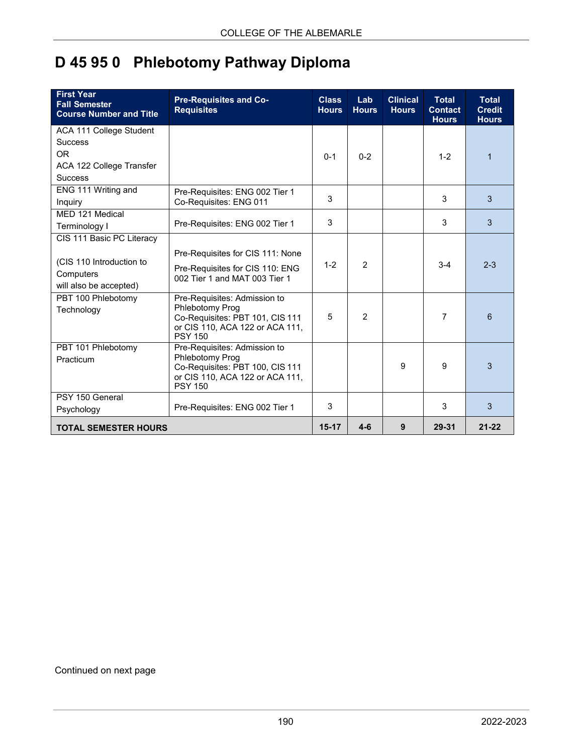# D 45 95 0 Phlebotomy Pathway Diploma

| First Year<br>Fall Semester<br>Course Number and Title | Pre-Requisites and Co-Requisites | Class Hours | Lab Hours | Clinical Hours | Total Contact Hours | Total Credit Hours |
|---|---|---|---|---|---|---|
| ACA 111 College Student Success<br>OR<br>ACA 122 College Transfer Success | | 0-1 | 0-2 | | 1-2 | 1 |
| ENG 111 Writing and Inquiry | Pre-Requisites: ENG 002 Tier 1<br>Co-Requisites: ENG 011 | 3 | | | 3 | 3 |
| MED 121 Medical Terminology I | Pre-Requisites: ENG 002 Tier 1 | 3 | | | 3 | 3 |
| CIS 111 Basic PC Literacy<br><br>(CIS 110 Introduction to Computers will also be accepted) | Pre-Requisites for CIS 111: None<br>Pre-Requisites for CIS 110: ENG 002 Tier 1 and MAT 003 Tier 1 | 1-2 | 2 | | 3-4 | 2-3 |
| PBT 100 Phlebotomy Technology | Pre-Requisites: Admission to Phlebotomy Prog<br>Co-Requisites: PBT 101, CIS 111 or CIS 110, ACA 122 or ACA 111, PSY 150 | 5 | 2 | | 7 | 6 |
| PBT 101 Phlebotomy Practicum | Pre-Requisites: Admission to Phlebotomy Prog<br>Co-Requisites: PBT 100, CIS 111 or CIS 110, ACA 122 or ACA 111, PSY 150 | | | 9 | 9 | 3 |
| PSY 150 General Psychology | Pre-Requisites: ENG 002 Tier 1 | 3 | | | 3 | 3 |
| **TOTAL SEMESTER HOURS** | | **15-17** | **4-6** | **9** | **29-31** | **21-22** |

Continued on next page